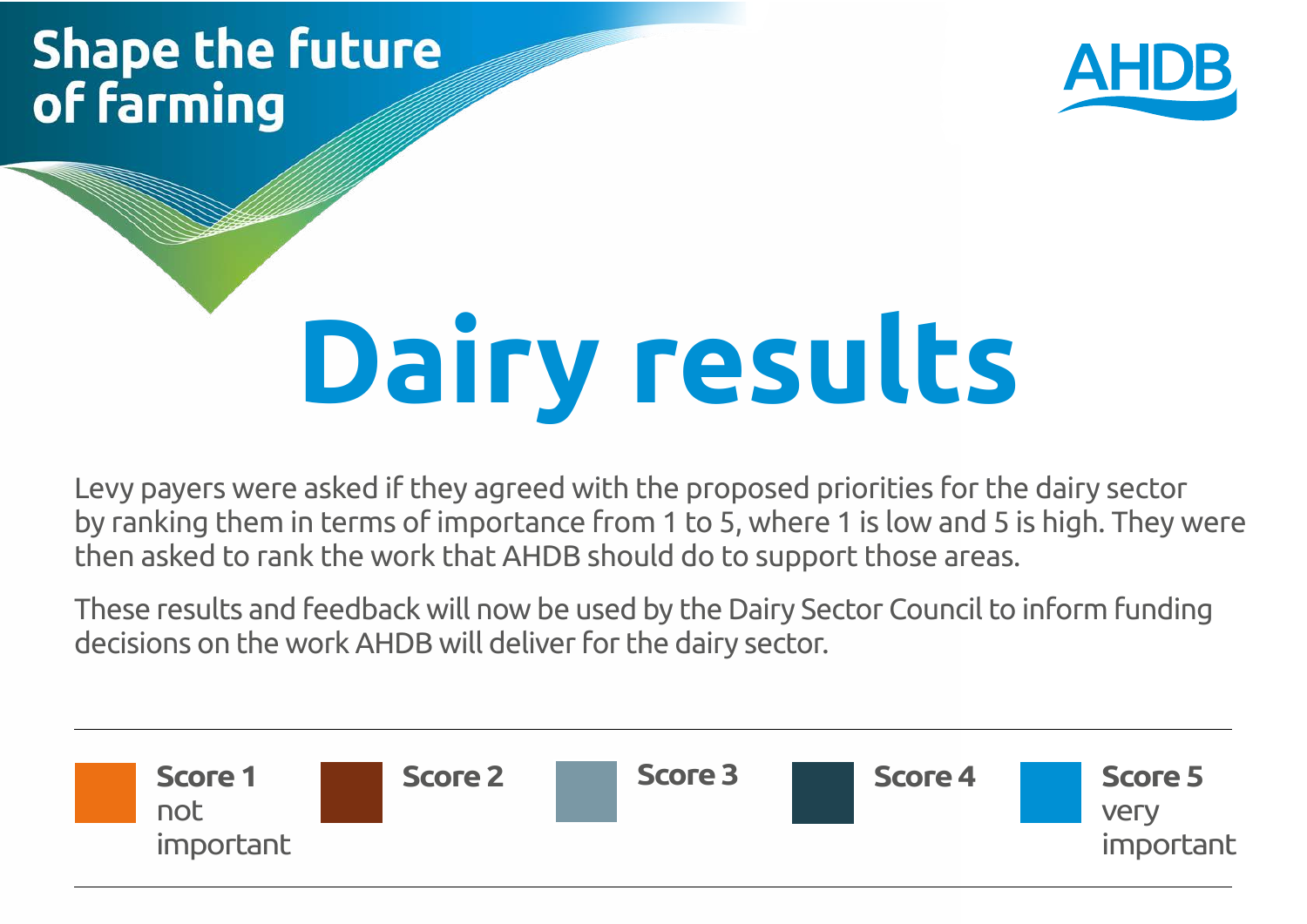Shape the future of farming

AHDB

# Dairy results

Levy payers were asked if they agreed with the proposed priorities for the dairy sector by ranking them in terms of importance from 1 to 5, where 1 is low and 5 is high. They were then asked to rank the work that AHDB should do to support those areas.

These results and feedback will now be used by the Dairy Sector Council to inform funding decisions on the work AHDB will deliver for the dairy sector.

**Score 1** not important

**Score 2**

**Score 3**

**Score 4**

**Score 5** very important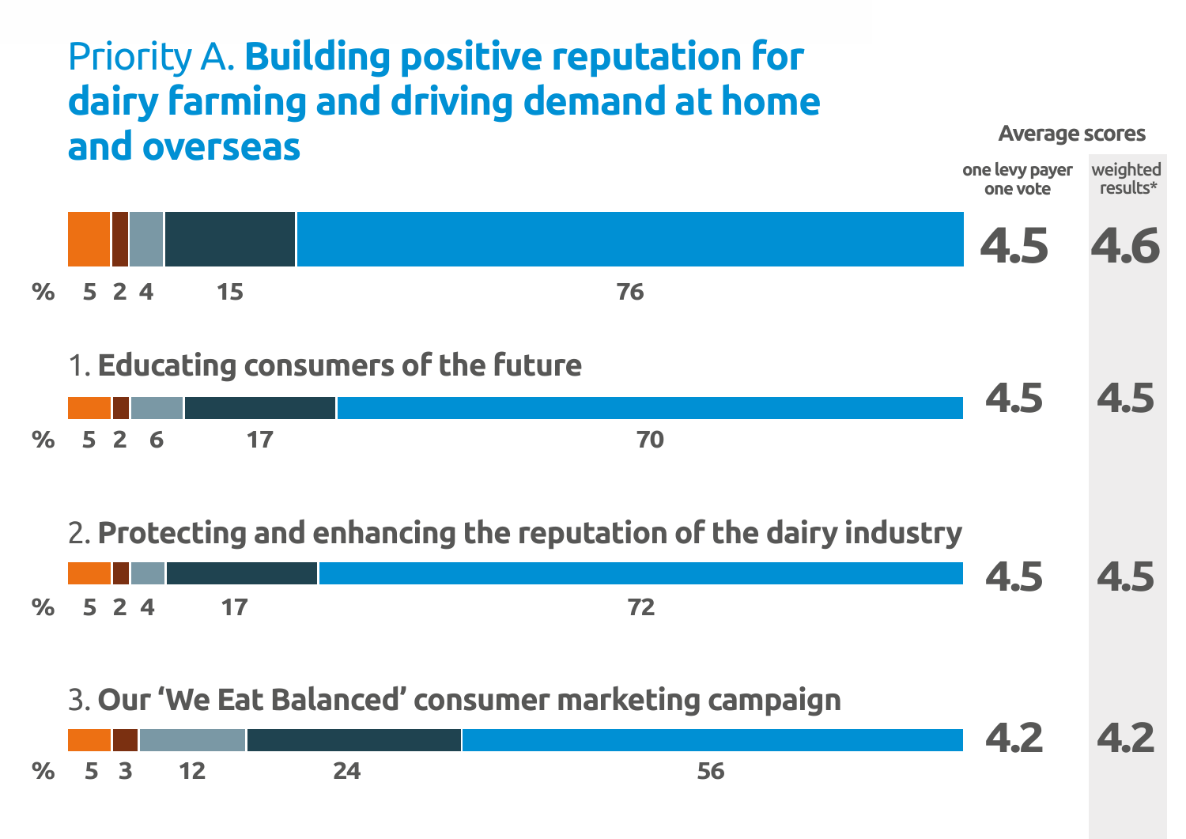## Priority A. **Building positive reputation for dairy farming and driving demand at home and overseas**

| | % | | | | | Average scores: one levy payer one vote | Average scores: weighted results* |
|---|---|---|---|---|---|---|---|
| Priority A. Building positive reputation for dairy farming and driving demand at home and overseas | 5 | 2 | 4 | 15 | 76 | 4.5 | 4.6 |
| 1. **Educating consumers of the future** | 5 | 2 | 6 | 17 | 70 | 4.5 | 4.5 |
| 2. **Protecting and enhancing the reputation of the dairy industry** | 5 | 2 | 4 | 17 | 72 | 4.5 | 4.5 |
| 3. **Our 'We Eat Balanced' consumer marketing campaign** | 5 | 3 | 12 | 24 | 56 | 4.2 | 4.2 |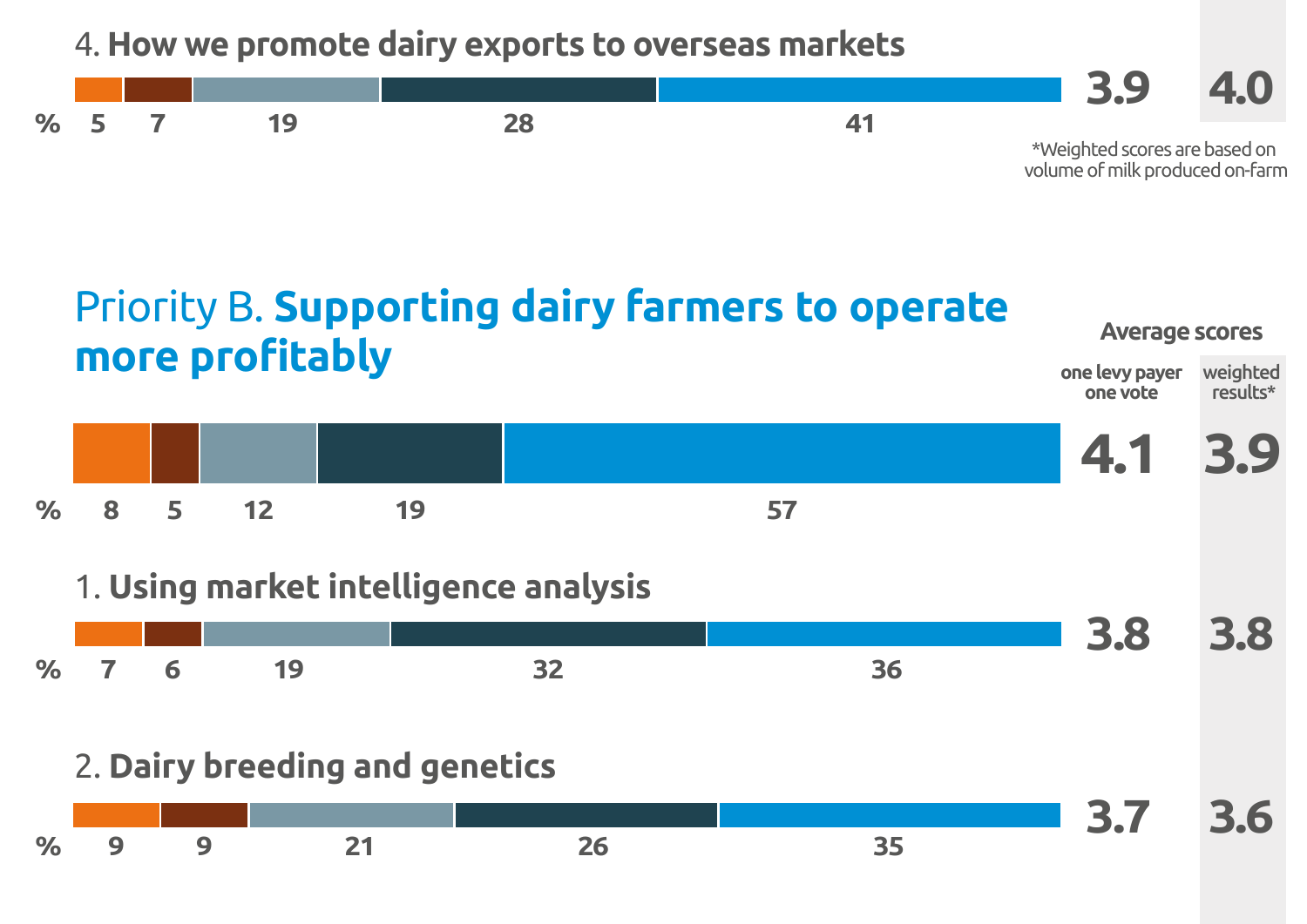### 4. **How we promote dairy exports to overseas markets**

| % | | | | | | One levy payer one vote | Weighted results* |
|---|---|---|---|---|---|---|---|
| | 5 | 7 | 19 | 28 | 41 | 3.9 | 4.0 |

*Weighted scores are based on volume of milk produced on-farm

## Priority B. **Supporting dairy farmers to operate more profitably**

| | % | | | | | Average scores: one levy payer one vote | Average scores: weighted results* |
|---|---|---|---|---|---|---|---|
| Priority B | 8 | 5 | 12 | 19 | 57 | 4.1 | 3.9 |
| 1. **Using market intelligence analysis** | 7 | 6 | 19 | 32 | 36 | 3.8 | 3.8 |
| 2. **Dairy breeding and genetics** | 9 | 9 | 21 | 26 | 35 | 3.7 | 3.6 |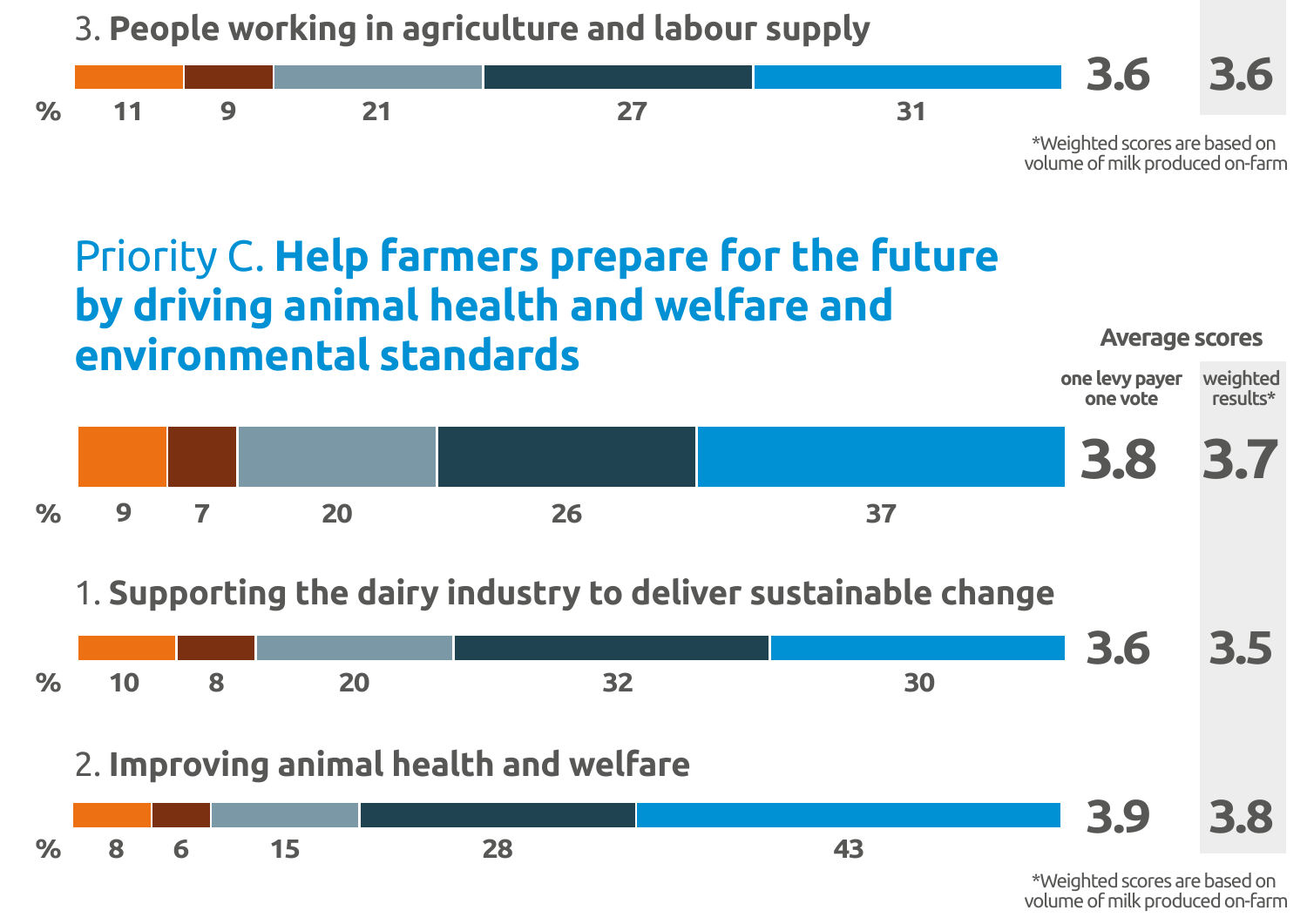3. **People working in agriculture and labour supply**

| % | | | | | | one levy payer one vote | weighted results* |
|---|---|---|---|---|---|---|---|
| | 11 | 9 | 21 | 27 | 31 | 3.6 | 3.6 |

*Weighted scores are based on volume of milk produced on-farm

## Priority C. **Help farmers prepare for the future by driving animal health and welfare and environmental standards**

**Average scores**

| | % | | | | | one levy payer one vote | weighted results* |
|---|---|---|---|---|---|---|---|
| Priority C | 9 | 7 | 20 | 26 | 37 | 3.8 | 3.7 |
| 1. **Supporting the dairy industry to deliver sustainable change** | 10 | 8 | 20 | 32 | 30 | 3.6 | 3.5 |
| 2. **Improving animal health and welfare** | 8 | 6 | 15 | 28 | 43 | 3.9 | 3.8 |

*Weighted scores are based on volume of milk produced on-farm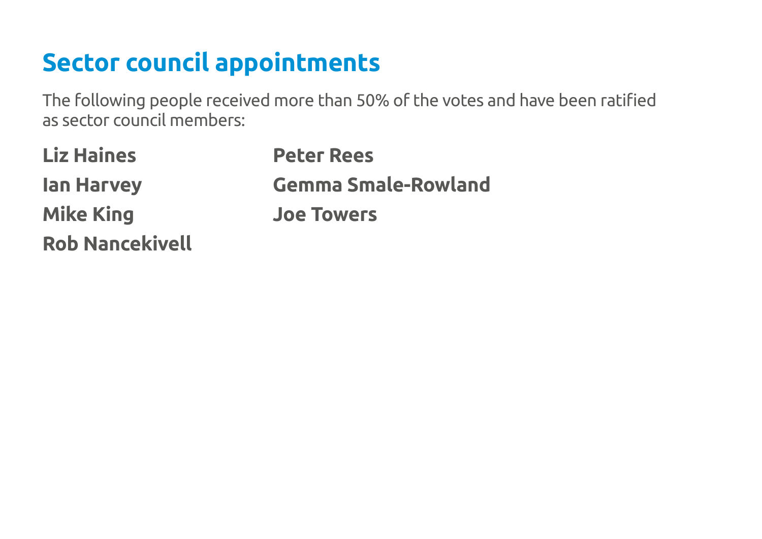## Sector council appointments

The following people received more than 50% of the votes and have been ratified as sector council members:

**Liz Haines**

**Ian Harvey**

**Mike King**

**Rob Nancekivell**

**Peter Rees**

**Gemma Smale-Rowland**

**Joe Towers**